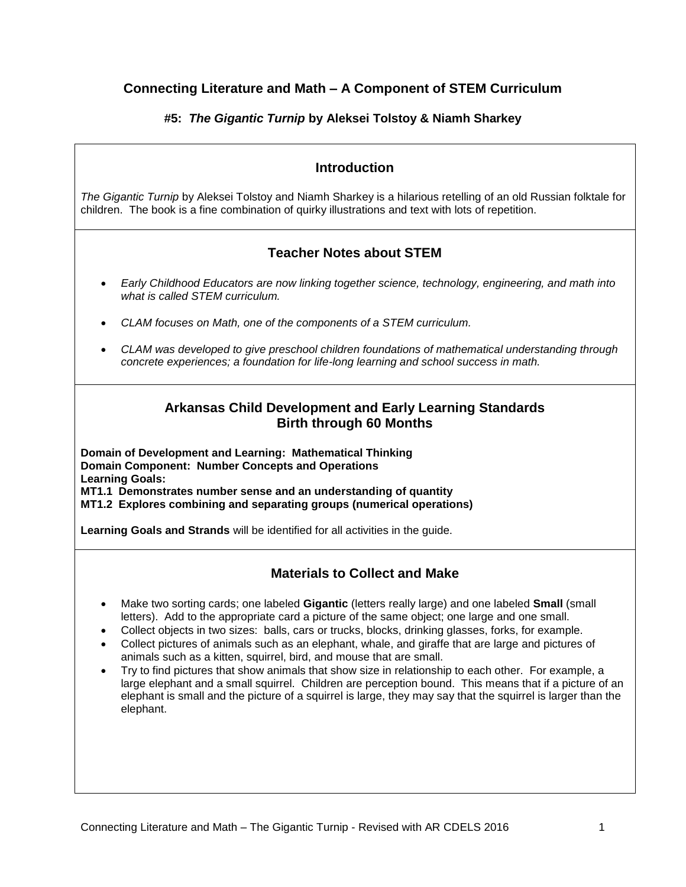# Connecting Literature and Math – A Component of STEM Curriculum

## #5: *The Gigantic Turnip* by Aleksei Tolstoy & Niamh Sharkey

### Introduction

*The Gigantic Turnip* by Aleksei Tolstoy and Niamh Sharkey is a hilarious retelling of an old Russian folktale for children. The book is a fine combination of quirky illustrations and text with lots of repetition.

### Teacher Notes about STEM

- *Early Childhood Educators are now linking together science, technology, engineering, and math into what is called STEM curriculum.*
- *CLAM focuses on Math, one of the components of a STEM curriculum.*
- *CLAM was developed to give preschool children foundations of mathematical understanding through concrete experiences; a foundation for life-long learning and school success in math.*

### Arkansas Child Development and Early Learning Standards Birth through 60 Months

**Domain of Development and Learning: Mathematical Thinking**
**Domain Component: Number Concepts and Operations**
**Learning Goals:**
**MT1.1 Demonstrates number sense and an understanding of quantity**
**MT1.2 Explores combining and separating groups (numerical operations)**

**Learning Goals and Strands** will be identified for all activities in the guide.

### Materials to Collect and Make

- Make two sorting cards; one labeled **Gigantic** (letters really large) and one labeled **Small** (small letters). Add to the appropriate card a picture of the same object; one large and one small.
- Collect objects in two sizes: balls, cars or trucks, blocks, drinking glasses, forks, for example.
- Collect pictures of animals such as an elephant, whale, and giraffe that are large and pictures of animals such as a kitten, squirrel, bird, and mouse that are small.
- Try to find pictures that show animals that show size in relationship to each other. For example, a large elephant and a small squirrel. Children are perception bound. This means that if a picture of an elephant is small and the picture of a squirrel is large, they may say that the squirrel is larger than the elephant.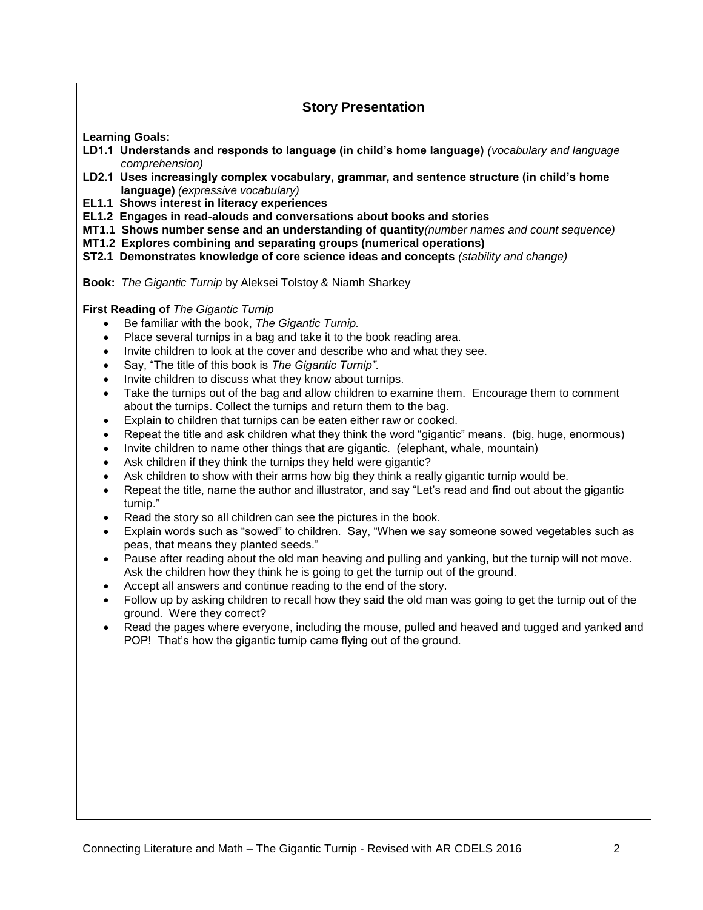## Story Presentation

**Learning Goals:**

**LD1.1 Understands and responds to language (in child's home language)** *(vocabulary and language comprehension)*

**LD2.1 Uses increasingly complex vocabulary, grammar, and sentence structure (in child's home language)** *(expressive vocabulary)*

**EL1.1 Shows interest in literacy experiences**

**EL1.2 Engages in read-alouds and conversations about books and stories**

**MT1.1 Shows number sense and an understanding of quantity***(number names and count sequence)*

**MT1.2 Explores combining and separating groups (numerical operations)**

**ST2.1 Demonstrates knowledge of core science ideas and concepts** *(stability and change)*

**Book:** *The Gigantic Turnip* by Aleksei Tolstoy & Niamh Sharkey

**First Reading of** *The Gigantic Turnip*

- Be familiar with the book, *The Gigantic Turnip.*
- Place several turnips in a bag and take it to the book reading area.
- Invite children to look at the cover and describe who and what they see.
- Say, "The title of this book is *The Gigantic Turnip".*
- Invite children to discuss what they know about turnips.
- Take the turnips out of the bag and allow children to examine them. Encourage them to comment about the turnips. Collect the turnips and return them to the bag.
- Explain to children that turnips can be eaten either raw or cooked.
- Repeat the title and ask children what they think the word "gigantic" means. (big, huge, enormous)
- Invite children to name other things that are gigantic. (elephant, whale, mountain)
- Ask children if they think the turnips they held were gigantic?
- Ask children to show with their arms how big they think a really gigantic turnip would be.
- Repeat the title, name the author and illustrator, and say "Let's read and find out about the gigantic turnip."
- Read the story so all children can see the pictures in the book.
- Explain words such as "sowed" to children. Say, "When we say someone sowed vegetables such as peas, that means they planted seeds."
- Pause after reading about the old man heaving and pulling and yanking, but the turnip will not move. Ask the children how they think he is going to get the turnip out of the ground.
- Accept all answers and continue reading to the end of the story.
- Follow up by asking children to recall how they said the old man was going to get the turnip out of the ground. Were they correct?
- Read the pages where everyone, including the mouse, pulled and heaved and tugged and yanked and POP! That's how the gigantic turnip came flying out of the ground.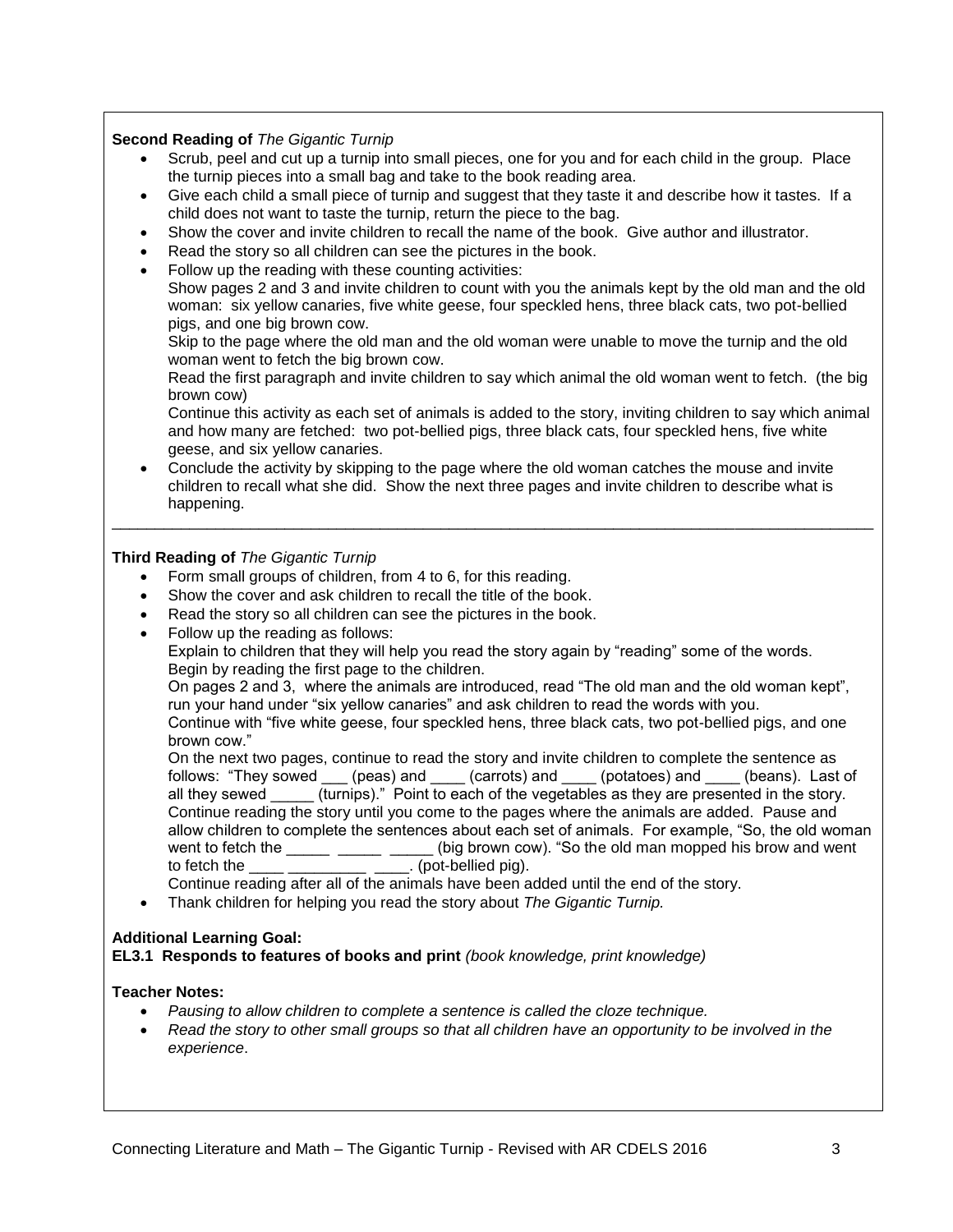**Second Reading of** *The Gigantic Turnip*

- Scrub, peel and cut up a turnip into small pieces, one for you and for each child in the group. Place the turnip pieces into a small bag and take to the book reading area.
- Give each child a small piece of turnip and suggest that they taste it and describe how it tastes. If a child does not want to taste the turnip, return the piece to the bag.
- Show the cover and invite children to recall the name of the book. Give author and illustrator.
- Read the story so all children can see the pictures in the book.
- Follow up the reading with these counting activities:
  Show pages 2 and 3 and invite children to count with you the animals kept by the old man and the old woman: six yellow canaries, five white geese, four speckled hens, three black cats, two pot-bellied pigs, and one big brown cow.
  Skip to the page where the old man and the old woman were unable to move the turnip and the old woman went to fetch the big brown cow.
  Read the first paragraph and invite children to say which animal the old woman went to fetch. (the big brown cow)
  Continue this activity as each set of animals is added to the story, inviting children to say which animal and how many are fetched: two pot-bellied pigs, three black cats, four speckled hens, five white geese, and six yellow canaries.
- Conclude the activity by skipping to the page where the old woman catches the mouse and invite children to recall what she did. Show the next three pages and invite children to describe what is happening.

---

**Third Reading of** *The Gigantic Turnip*

- Form small groups of children, from 4 to 6, for this reading.
- Show the cover and ask children to recall the title of the book.
- Read the story so all children can see the pictures in the book.
- Follow up the reading as follows:
  Explain to children that they will help you read the story again by "reading" some of the words.
  Begin by reading the first page to the children.
  On pages 2 and 3, where the animals are introduced, read "The old man and the old woman kept", run your hand under "six yellow canaries" and ask children to read the words with you.
  Continue with "five white geese, four speckled hens, three black cats, two pot-bellied pigs, and one brown cow."
  On the next two pages, continue to read the story and invite children to complete the sentence as follows: "They sowed ___ (peas) and ____ (carrots) and ____ (potatoes) and ____ (beans). Last of all they sewed _____ (turnips)." Point to each of the vegetables as they are presented in the story.
  Continue reading the story until you come to the pages where the animals are added. Pause and allow children to complete the sentences about each set of animals. For example, "So, the old woman went to fetch the _____ _____ _____ (big brown cow). "So the old man mopped his brow and went to fetch the ____ _________ ____. (pot-bellied pig).
  Continue reading after all of the animals have been added until the end of the story.
- Thank children for helping you read the story about *The Gigantic Turnip.*

**Additional Learning Goal:**
**EL3.1 Responds to features of books and print** *(book knowledge, print knowledge)*

**Teacher Notes:**

- *Pausing to allow children to complete a sentence is called the cloze technique.*
- *Read the story to other small groups so that all children have an opportunity to be involved in the experience*.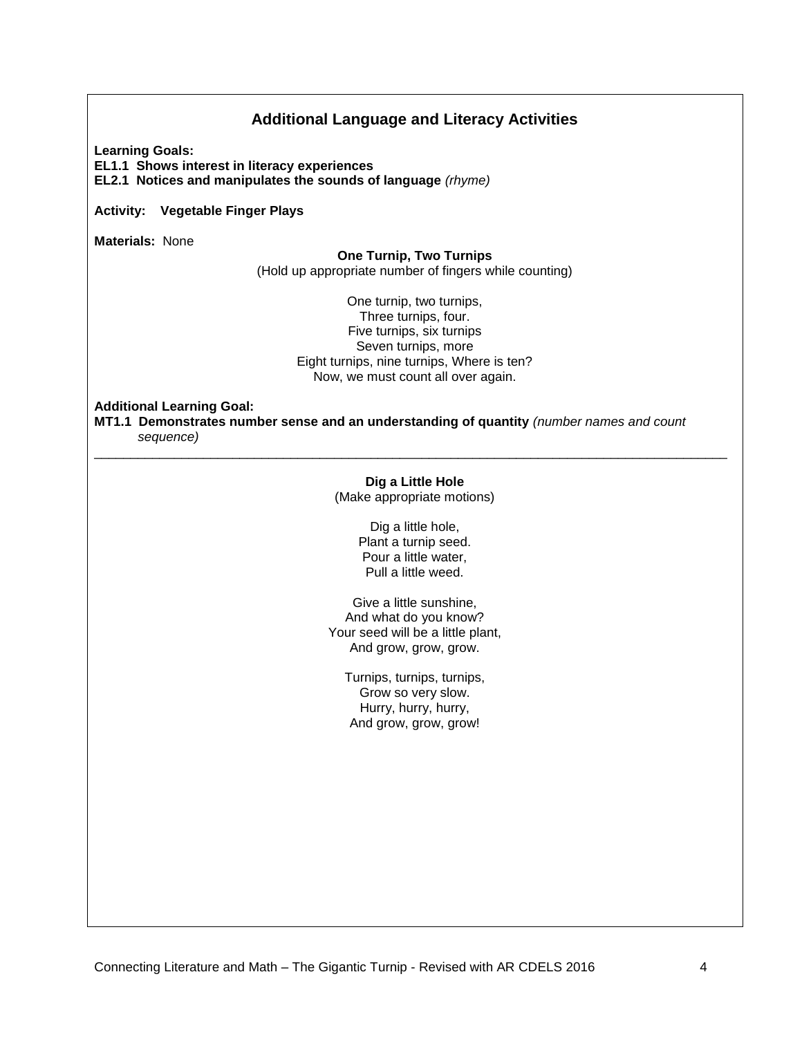## Additional Language and Literacy Activities

**Learning Goals:**
**EL1.1 Shows interest in literacy experiences**
**EL2.1 Notices and manipulates the sounds of language** *(rhyme)*

**Activity: Vegetable Finger Plays**

**Materials:** None

**One Turnip, Two Turnips**
(Hold up appropriate number of fingers while counting)

One turnip, two turnips,
Three turnips, four.
Five turnips, six turnips
Seven turnips, more
Eight turnips, nine turnips, Where is ten?
Now, we must count all over again.

**Additional Learning Goal:**
**MT1.1 Demonstrates number sense and an understanding of quantity** *(number names and count sequence)*

---

**Dig a Little Hole**
(Make appropriate motions)

Dig a little hole,
Plant a turnip seed.
Pour a little water,
Pull a little weed.

Give a little sunshine,
And what do you know?
Your seed will be a little plant,
And grow, grow, grow.

Turnips, turnips, turnips,
Grow so very slow.
Hurry, hurry, hurry,
And grow, grow, grow!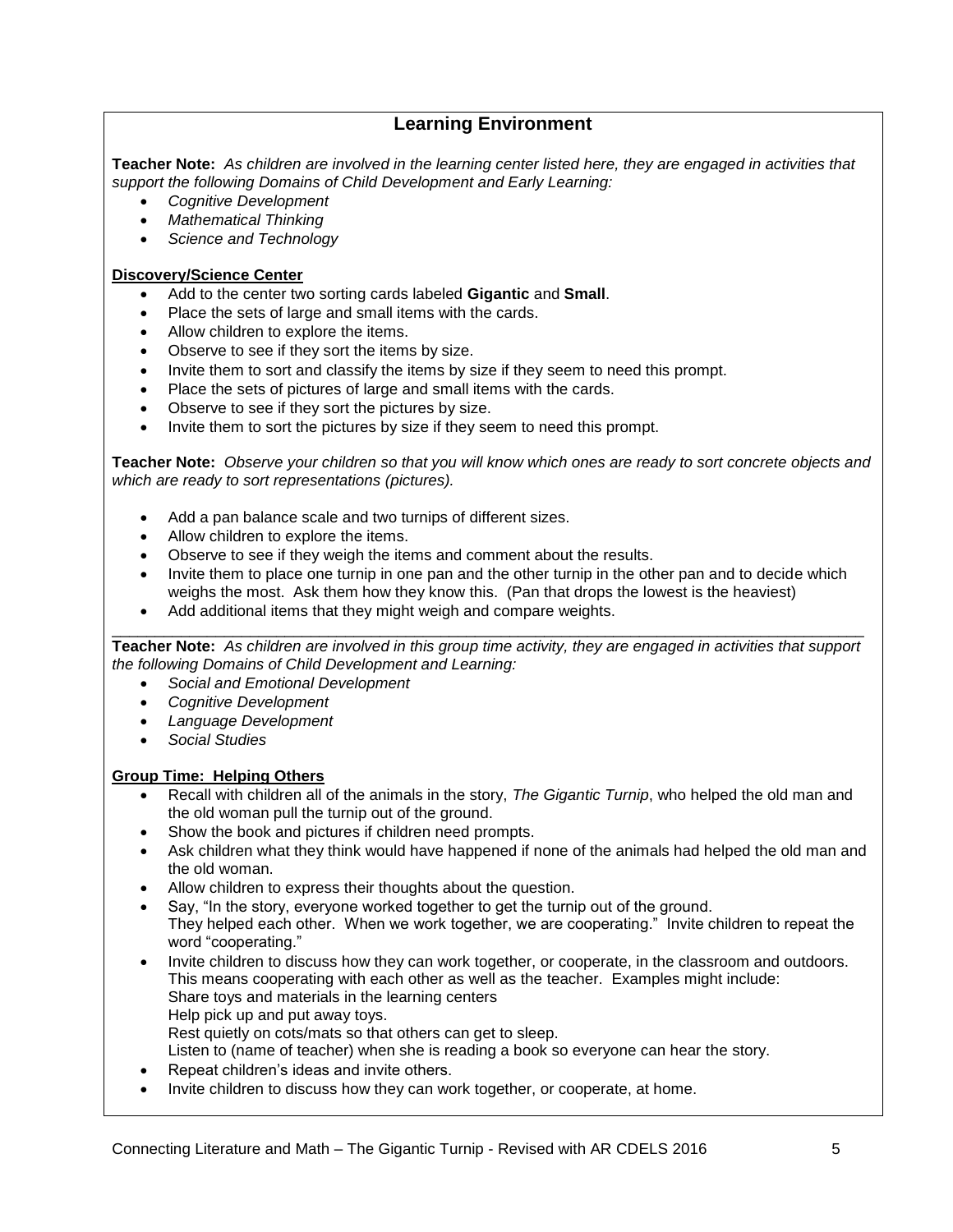## Learning Environment

**Teacher Note:** *As children are involved in the learning center listed here, they are engaged in activities that support the following Domains of Child Development and Early Learning:*

- *Cognitive Development*
- *Mathematical Thinking*
- *Science and Technology*

**Discovery/Science Center**

- Add to the center two sorting cards labeled **Gigantic** and **Small**.
- Place the sets of large and small items with the cards.
- Allow children to explore the items.
- Observe to see if they sort the items by size.
- Invite them to sort and classify the items by size if they seem to need this prompt.
- Place the sets of pictures of large and small items with the cards.
- Observe to see if they sort the pictures by size.
- Invite them to sort the pictures by size if they seem to need this prompt.

**Teacher Note:** *Observe your children so that you will know which ones are ready to sort concrete objects and which are ready to sort representations (pictures).*

- Add a pan balance scale and two turnips of different sizes.
- Allow children to explore the items.
- Observe to see if they weigh the items and comment about the results.
- Invite them to place one turnip in one pan and the other turnip in the other pan and to decide which weighs the most. Ask them how they know this. (Pan that drops the lowest is the heaviest)
- Add additional items that they might weigh and compare weights.

---

**Teacher Note:** *As children are involved in this group time activity, they are engaged in activities that support the following Domains of Child Development and Learning:*

- *Social and Emotional Development*
- *Cognitive Development*
- *Language Development*
- *Social Studies*

**Group Time: Helping Others**

- Recall with children all of the animals in the story, *The Gigantic Turnip*, who helped the old man and the old woman pull the turnip out of the ground.
- Show the book and pictures if children need prompts.
- Ask children what they think would have happened if none of the animals had helped the old man and the old woman.
- Allow children to express their thoughts about the question.
- Say, "In the story, everyone worked together to get the turnip out of the ground. They helped each other. When we work together, we are cooperating." Invite children to repeat the word "cooperating."
- Invite children to discuss how they can work together, or cooperate, in the classroom and outdoors. This means cooperating with each other as well as the teacher. Examples might include:
  Share toys and materials in the learning centers
  Help pick up and put away toys.
  Rest quietly on cots/mats so that others can get to sleep.
  Listen to (name of teacher) when she is reading a book so everyone can hear the story.
- Repeat children's ideas and invite others.
- Invite children to discuss how they can work together, or cooperate, at home.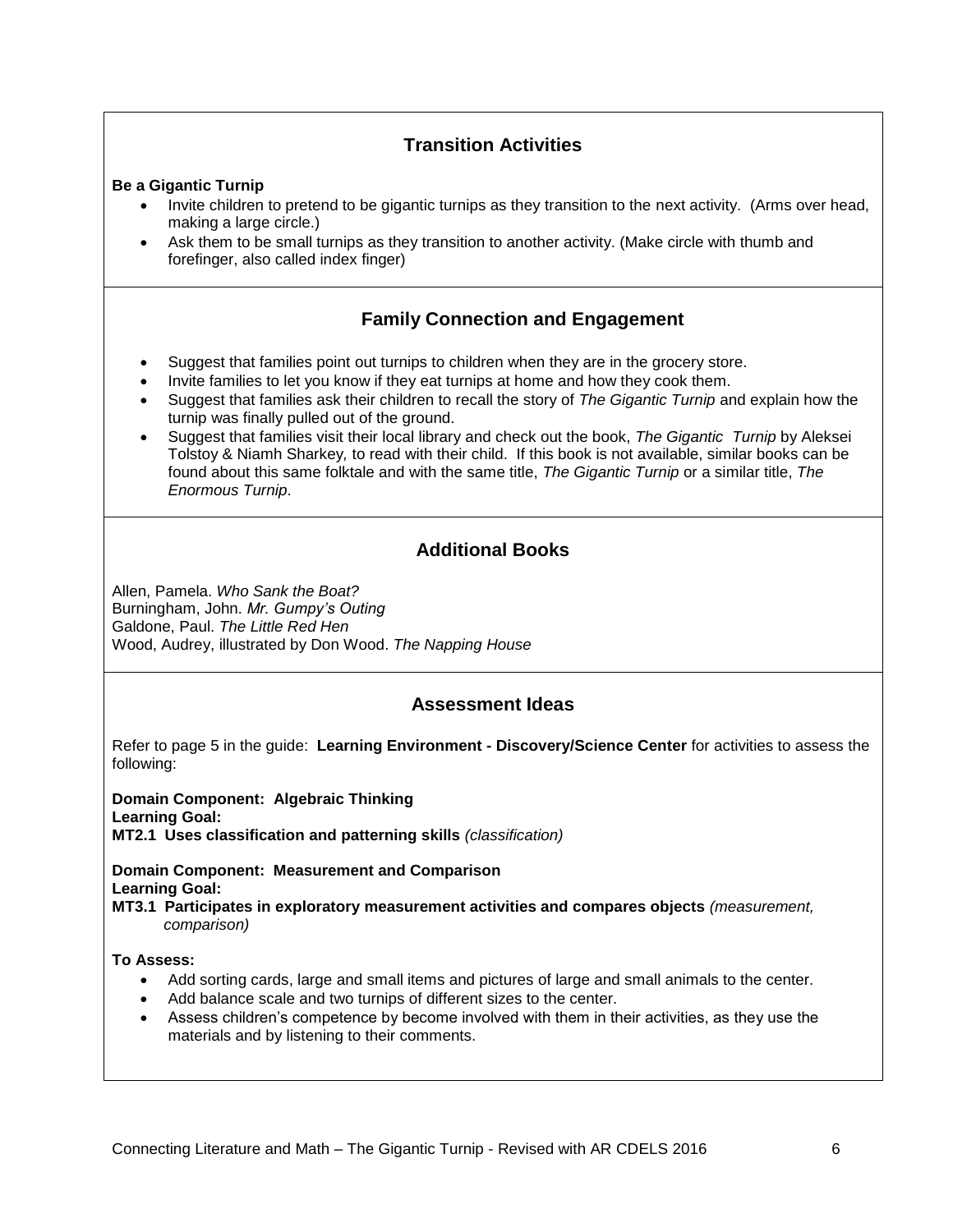## Transition Activities

**Be a Gigantic Turnip**

- Invite children to pretend to be gigantic turnips as they transition to the next activity. (Arms over head, making a large circle.)
- Ask them to be small turnips as they transition to another activity. (Make circle with thumb and forefinger, also called index finger)

## Family Connection and Engagement

- Suggest that families point out turnips to children when they are in the grocery store.
- Invite families to let you know if they eat turnips at home and how they cook them.
- Suggest that families ask their children to recall the story of *The Gigantic Turnip* and explain how the turnip was finally pulled out of the ground.
- Suggest that families visit their local library and check out the book, *The Gigantic Turnip* by Aleksei Tolstoy & Niamh Sharkey*,* to read with their child. If this book is not available, similar books can be found about this same folktale and with the same title, *The Gigantic Turnip* or a similar title, *The Enormous Turnip*.

## Additional Books

Allen, Pamela. *Who Sank the Boat?*
Burningham, John. *Mr. Gumpy's Outing*
Galdone, Paul. *The Little Red Hen*
Wood, Audrey, illustrated by Don Wood. *The Napping House*

## Assessment Ideas

Refer to page 5 in the guide: **Learning Environment - Discovery/Science Center** for activities to assess the following:

**Domain Component: Algebraic Thinking**
**Learning Goal:**
**MT2.1 Uses classification and patterning skills** *(classification)*

**Domain Component: Measurement and Comparison**
**Learning Goal:**
**MT3.1 Participates in exploratory measurement activities and compares objects** *(measurement, comparison)*

**To Assess:**

- Add sorting cards, large and small items and pictures of large and small animals to the center.
- Add balance scale and two turnips of different sizes to the center.
- Assess children's competence by become involved with them in their activities, as they use the materials and by listening to their comments.